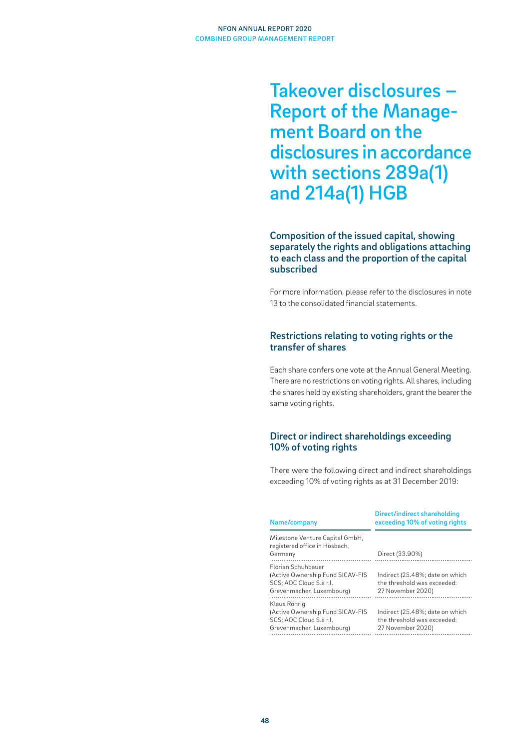# Takeover disclosures – Report of the Management Board on the disclosures in accordance with sections 289a(1) and 214a(1) HGB

## Composition of the issued capital, showing separately the rights and obligations attaching to each class and the proportion of the capital subscribed

For more information, please refer to the disclosures in note 13 to the consolidated financial statements.

## Restrictions relating to voting rights or the transfer of shares

Each share confers one vote at the Annual General Meeting. There are no restrictions on voting rights. All shares, including the shares held by existing shareholders, grant the bearer the same voting rights.

## Direct or indirect shareholdings exceeding 10% of voting rights

There were the following direct and indirect shareholdings exceeding 10% of voting rights as at 31 December 2019:

| Name/company | Direct/indirect shareholding exceeding 10% of voting rights |
|---|---|
| Milestone Venture Capital GmbH, registered office in Hösbach, Germany | Direct (33.90%) |
| Florian Schuhbauer (Active Ownership Fund SICAV-FIS SCS; AOC Cloud S.à r.l. Grevenmacher, Luxembourg) | Indirect (25.48%; date on which the threshold was exceeded: 27 November 2020) |
| Klaus Röhrig (Active Ownership Fund SICAV-FIS SCS; AOC Cloud S.à r.l. Grevenmacher, Luxembourg) | Indirect (25.48%; date on which the threshold was exceeded: 27 November 2020) |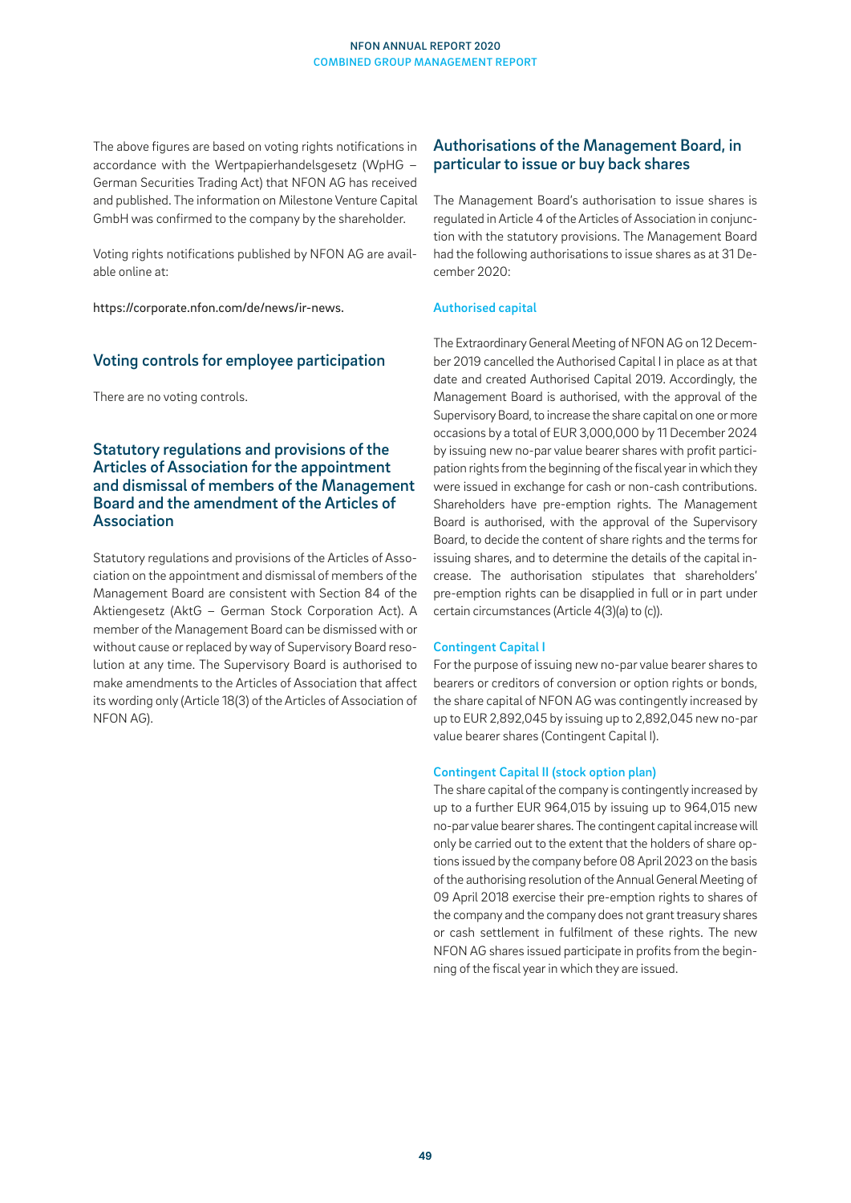The above figures are based on voting rights notifications in accordance with the Wertpapierhandelsgesetz (WpHG – German Securities Trading Act) that NFON AG has received and published. The information on Milestone Venture Capital GmbH was confirmed to the company by the shareholder.

Voting rights notifications published by NFON AG are available online at:

https://corporate.nfon.com/de/news/ir-news.

## Voting controls for employee participation

There are no voting controls.

## Statutory regulations and provisions of the Articles of Association for the appointment and dismissal of members of the Management Board and the amendment of the Articles of Association

Statutory regulations and provisions of the Articles of Association on the appointment and dismissal of members of the Management Board are consistent with Section 84 of the Aktiengesetz (AktG – German Stock Corporation Act). A member of the Management Board can be dismissed with or without cause or replaced by way of Supervisory Board resolution at any time. The Supervisory Board is authorised to make amendments to the Articles of Association that affect its wording only (Article 18(3) of the Articles of Association of NFON AG).

## Authorisations of the Management Board, in particular to issue or buy back shares

The Management Board's authorisation to issue shares is regulated in Article 4 of the Articles of Association in conjunction with the statutory provisions. The Management Board had the following authorisations to issue shares as at 31 December 2020:

### Authorised capital

The Extraordinary General Meeting of NFON AG on 12 December 2019 cancelled the Authorised Capital I in place as at that date and created Authorised Capital 2019. Accordingly, the Management Board is authorised, with the approval of the Supervisory Board, to increase the share capital on one or more occasions by a total of EUR 3,000,000 by 11 December 2024 by issuing new no-par value bearer shares with profit participation rights from the beginning of the fiscal year in which they were issued in exchange for cash or non-cash contributions. Shareholders have pre-emption rights. The Management Board is authorised, with the approval of the Supervisory Board, to decide the content of share rights and the terms for issuing shares, and to determine the details of the capital increase. The authorisation stipulates that shareholders' pre-emption rights can be disapplied in full or in part under certain circumstances (Article 4(3)(a) to (c)).

### Contingent Capital I

For the purpose of issuing new no-par value bearer shares to bearers or creditors of conversion or option rights or bonds, the share capital of NFON AG was contingently increased by up to EUR 2,892,045 by issuing up to 2,892,045 new no-par value bearer shares (Contingent Capital I).

### Contingent Capital II (stock option plan)

The share capital of the company is contingently increased by up to a further EUR 964,015 by issuing up to 964,015 new no-par value bearer shares. The contingent capital increase will only be carried out to the extent that the holders of share options issued by the company before 08 April 2023 on the basis of the authorising resolution of the Annual General Meeting of 09 April 2018 exercise their pre-emption rights to shares of the company and the company does not grant treasury shares or cash settlement in fulfilment of these rights. The new NFON AG shares issued participate in profits from the beginning of the fiscal year in which they are issued.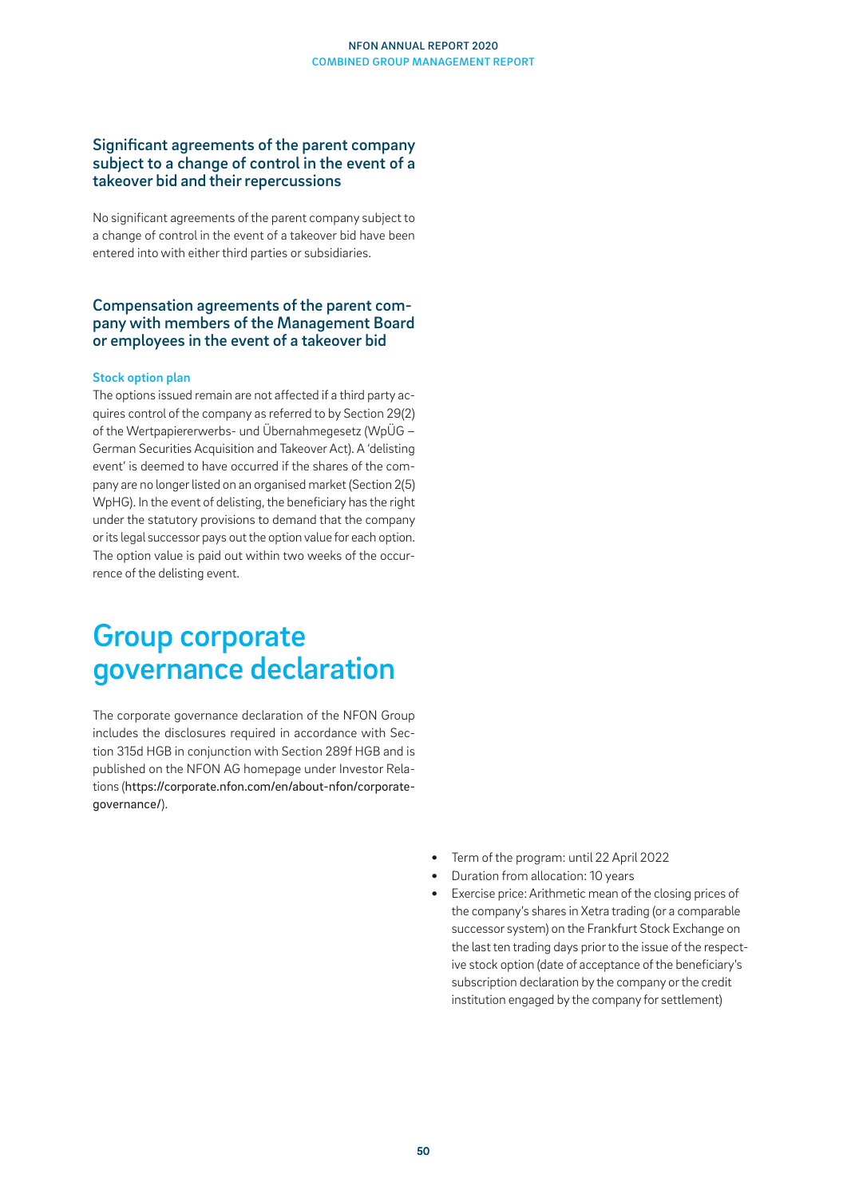## Significant agreements of the parent company subject to a change of control in the event of a takeover bid and their repercussions

No significant agreements of the parent company subject to a change of control in the event of a takeover bid have been entered into with either third parties or subsidiaries.

## Compensation agreements of the parent company with members of the Management Board or employees in the event of a takeover bid

### Stock option plan

The options issued remain are not affected if a third party acquires control of the company as referred to by Section 29(2) of the Wertpapiererwerbs- und Übernahmegesetz (WpÜG – German Securities Acquisition and Takeover Act). A 'delisting event' is deemed to have occurred if the shares of the company are no longer listed on an organised market (Section 2(5) WpHG). In the event of delisting, the beneficiary has the right under the statutory provisions to demand that the company or its legal successor pays out the option value for each option. The option value is paid out within two weeks of the occurrence of the delisting event.

# Group corporate governance declaration

The corporate governance declaration of the NFON Group includes the disclosures required in accordance with Section 315d HGB in conjunction with Section 289f HGB and is published on the NFON AG homepage under Investor Relations (https://corporate.nfon.com/en/about-nfon/corporate-governance/).

- Term of the program: until 22 April 2022
- Duration from allocation: 10 years
- Exercise price: Arithmetic mean of the closing prices of the company's shares in Xetra trading (or a comparable successor system) on the Frankfurt Stock Exchange on the last ten trading days prior to the issue of the respective stock option (date of acceptance of the beneficiary's subscription declaration by the company or the credit institution engaged by the company for settlement)